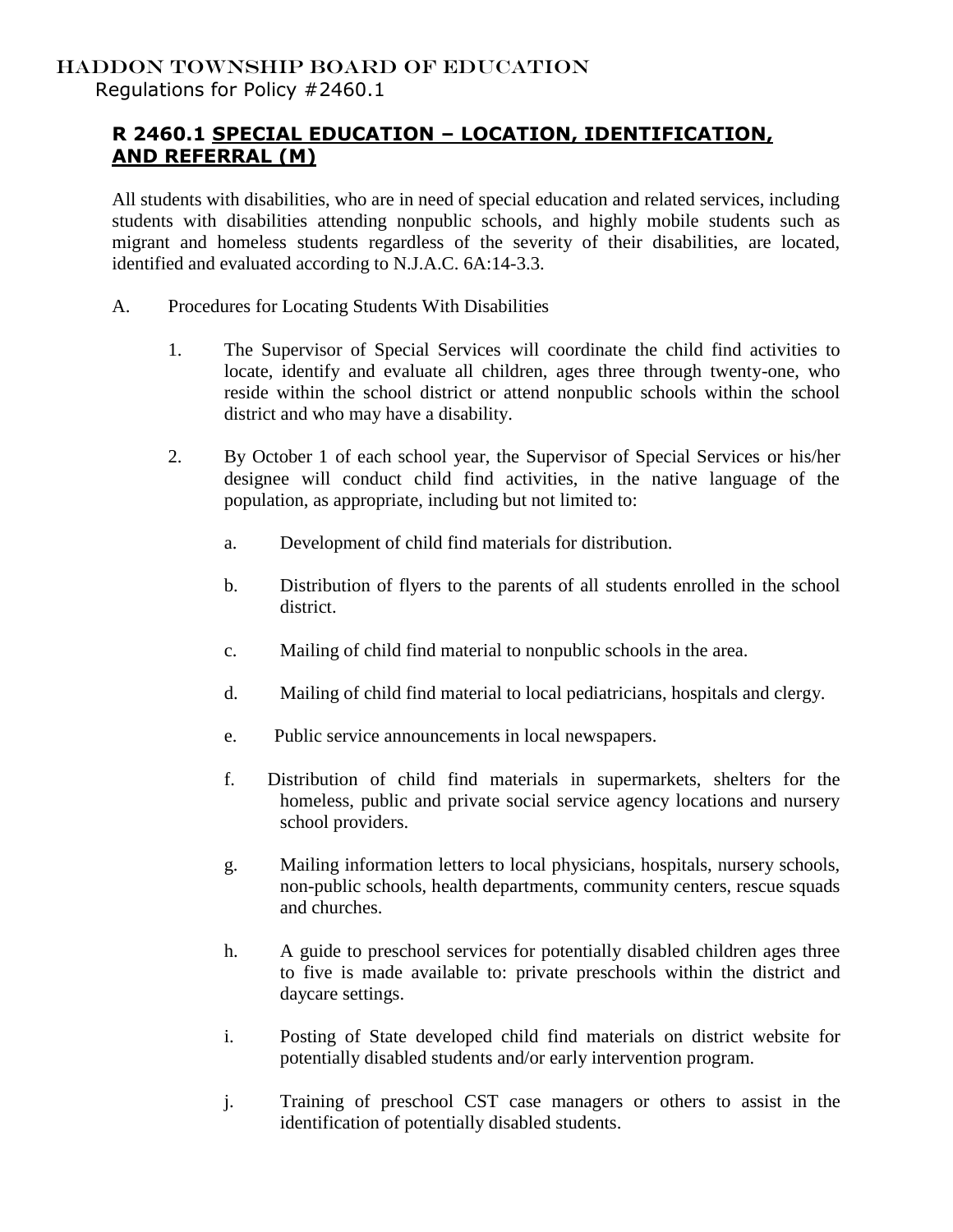# HADDON TOWNSHIP BOARD OF EDUCATION

Regulations for Policy #2460.1

## R 2460.1 SPECIAL EDUCATION – LOCATION, IDENTIFICATION, AND REFERRAL (M)

All students with disabilities, who are in need of special education and related services, including students with disabilities attending nonpublic schools, and highly mobile students such as migrant and homeless students regardless of the severity of their disabilities, are located, identified and evaluated according to N.J.A.C. 6A:14-3.3.

A. Procedures for Locating Students With Disabilities

1. The Supervisor of Special Services will coordinate the child find activities to locate, identify and evaluate all children, ages three through twenty-one, who reside within the school district or attend nonpublic schools within the school district and who may have a disability.

2. By October 1 of each school year, the Supervisor of Special Services or his/her designee will conduct child find activities, in the native language of the population, as appropriate, including but not limited to:

   a. Development of child find materials for distribution.

   b. Distribution of flyers to the parents of all students enrolled in the school district.

   c. Mailing of child find material to nonpublic schools in the area.

   d. Mailing of child find material to local pediatricians, hospitals and clergy.

   e. Public service announcements in local newspapers.

   f. Distribution of child find materials in supermarkets, shelters for the homeless, public and private social service agency locations and nursery school providers.

   g. Mailing information letters to local physicians, hospitals, nursery schools, non-public schools, health departments, community centers, rescue squads and churches.

   h. A guide to preschool services for potentially disabled children ages three to five is made available to: private preschools within the district and daycare settings.

   i. Posting of State developed child find materials on district website for potentially disabled students and/or early intervention program.

   j. Training of preschool CST case managers or others to assist in the identification of potentially disabled students.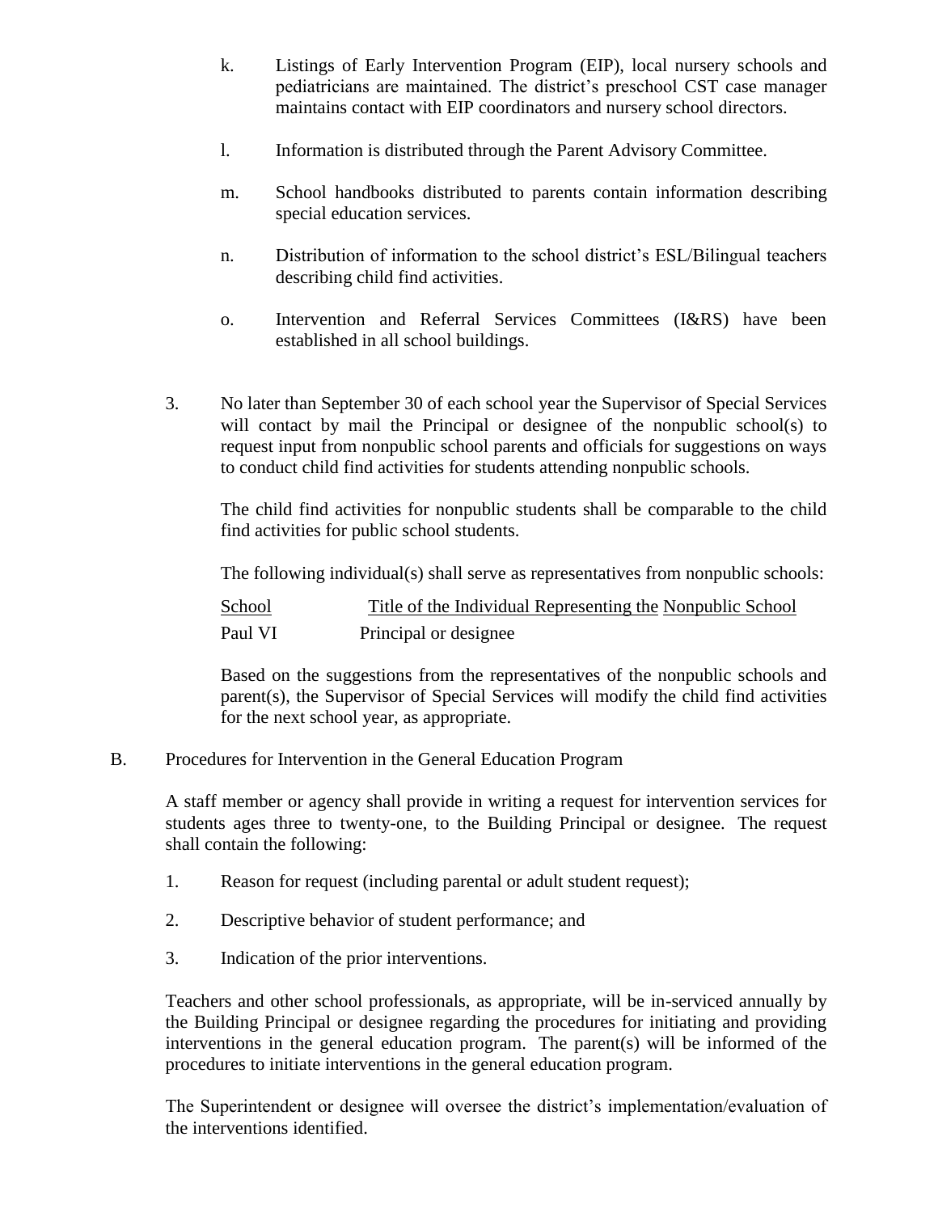k. Listings of Early Intervention Program (EIP), local nursery schools and pediatricians are maintained. The district's preschool CST case manager maintains contact with EIP coordinators and nursery school directors.

l. Information is distributed through the Parent Advisory Committee.

m. School handbooks distributed to parents contain information describing special education services.

n. Distribution of information to the school district's ESL/Bilingual teachers describing child find activities.

o. Intervention and Referral Services Committees (I&RS) have been established in all school buildings.

3. No later than September 30 of each school year the Supervisor of Special Services will contact by mail the Principal or designee of the nonpublic school(s) to request input from nonpublic school parents and officials for suggestions on ways to conduct child find activities for students attending nonpublic schools.

   The child find activities for nonpublic students shall be comparable to the child find activities for public school students.

   The following individual(s) shall serve as representatives from nonpublic schools:

| School | Title of the Individual Representing the Nonpublic School |
|---|---|
| Paul VI | Principal or designee |

   Based on the suggestions from the representatives of the nonpublic schools and parent(s), the Supervisor of Special Services will modify the child find activities for the next school year, as appropriate.

B. Procedures for Intervention in the General Education Program

A staff member or agency shall provide in writing a request for intervention services for students ages three to twenty-one, to the Building Principal or designee. The request shall contain the following:

1. Reason for request (including parental or adult student request);
2. Descriptive behavior of student performance; and
3. Indication of the prior interventions.

Teachers and other school professionals, as appropriate, will be in-serviced annually by the Building Principal or designee regarding the procedures for initiating and providing interventions in the general education program. The parent(s) will be informed of the procedures to initiate interventions in the general education program.

The Superintendent or designee will oversee the district's implementation/evaluation of the interventions identified.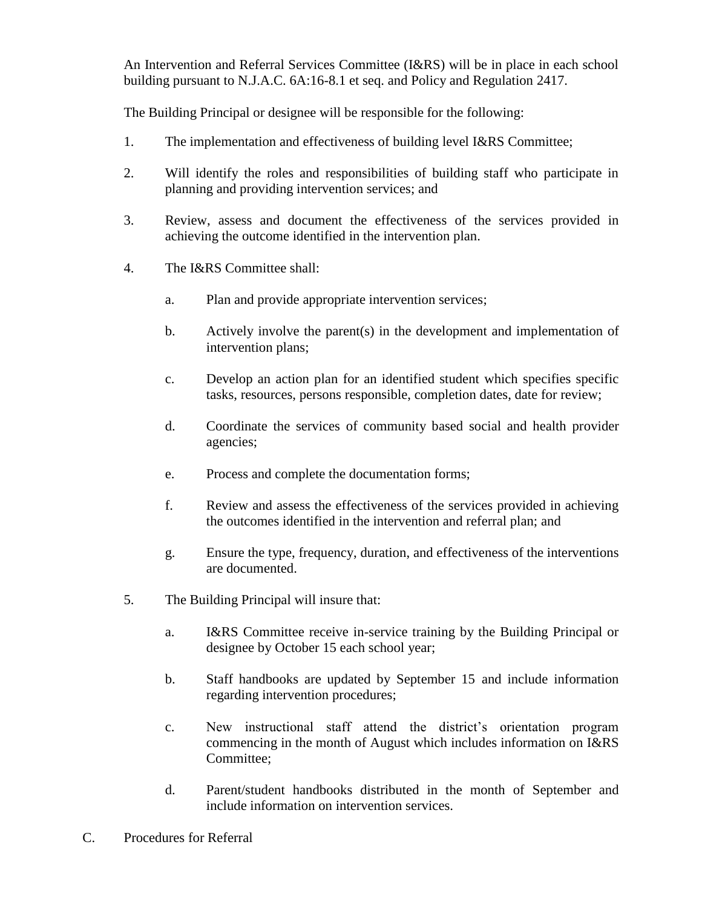An Intervention and Referral Services Committee (I&RS) will be in place in each school building pursuant to N.J.A.C. 6A:16-8.1 et seq. and Policy and Regulation 2417.

The Building Principal or designee will be responsible for the following:

1. The implementation and effectiveness of building level I&RS Committee;

2. Will identify the roles and responsibilities of building staff who participate in planning and providing intervention services; and

3. Review, assess and document the effectiveness of the services provided in achieving the outcome identified in the intervention plan.

4. The I&RS Committee shall:

   a. Plan and provide appropriate intervention services;

   b. Actively involve the parent(s) in the development and implementation of intervention plans;

   c. Develop an action plan for an identified student which specifies specific tasks, resources, persons responsible, completion dates, date for review;

   d. Coordinate the services of community based social and health provider agencies;

   e. Process and complete the documentation forms;

   f. Review and assess the effectiveness of the services provided in achieving the outcomes identified in the intervention and referral plan; and

   g. Ensure the type, frequency, duration, and effectiveness of the interventions are documented.

5. The Building Principal will insure that:

   a. I&RS Committee receive in-service training by the Building Principal or designee by October 15 each school year;

   b. Staff handbooks are updated by September 15 and include information regarding intervention procedures;

   c. New instructional staff attend the district's orientation program commencing in the month of August which includes information on I&RS Committee;

   d. Parent/student handbooks distributed in the month of September and include information on intervention services.

C. Procedures for Referral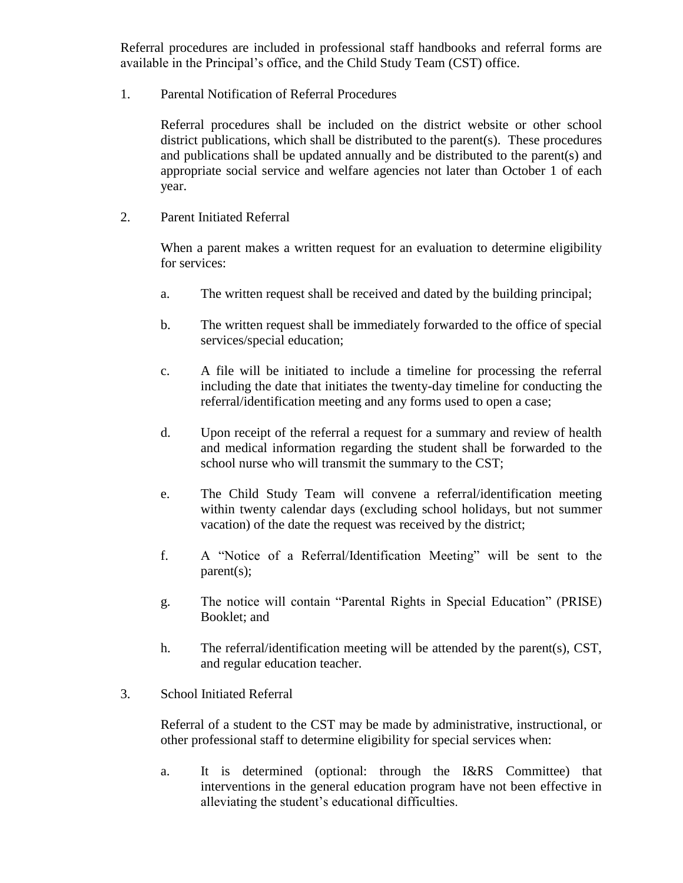Referral procedures are included in professional staff handbooks and referral forms are available in the Principal's office, and the Child Study Team (CST) office.

1. Parental Notification of Referral Procedures

   Referral procedures shall be included on the district website or other school district publications, which shall be distributed to the parent(s). These procedures and publications shall be updated annually and be distributed to the parent(s) and appropriate social service and welfare agencies not later than October 1 of each year.

2. Parent Initiated Referral

   When a parent makes a written request for an evaluation to determine eligibility for services:

   a. The written request shall be received and dated by the building principal;

   b. The written request shall be immediately forwarded to the office of special services/special education;

   c. A file will be initiated to include a timeline for processing the referral including the date that initiates the twenty-day timeline for conducting the referral/identification meeting and any forms used to open a case;

   d. Upon receipt of the referral a request for a summary and review of health and medical information regarding the student shall be forwarded to the school nurse who will transmit the summary to the CST;

   e. The Child Study Team will convene a referral/identification meeting within twenty calendar days (excluding school holidays, but not summer vacation) of the date the request was received by the district;

   f. A "Notice of a Referral/Identification Meeting" will be sent to the parent(s);

   g. The notice will contain "Parental Rights in Special Education" (PRISE) Booklet; and

   h. The referral/identification meeting will be attended by the parent(s), CST, and regular education teacher.

3. School Initiated Referral

   Referral of a student to the CST may be made by administrative, instructional, or other professional staff to determine eligibility for special services when:

   a. It is determined (optional: through the I&RS Committee) that interventions in the general education program have not been effective in alleviating the student's educational difficulties.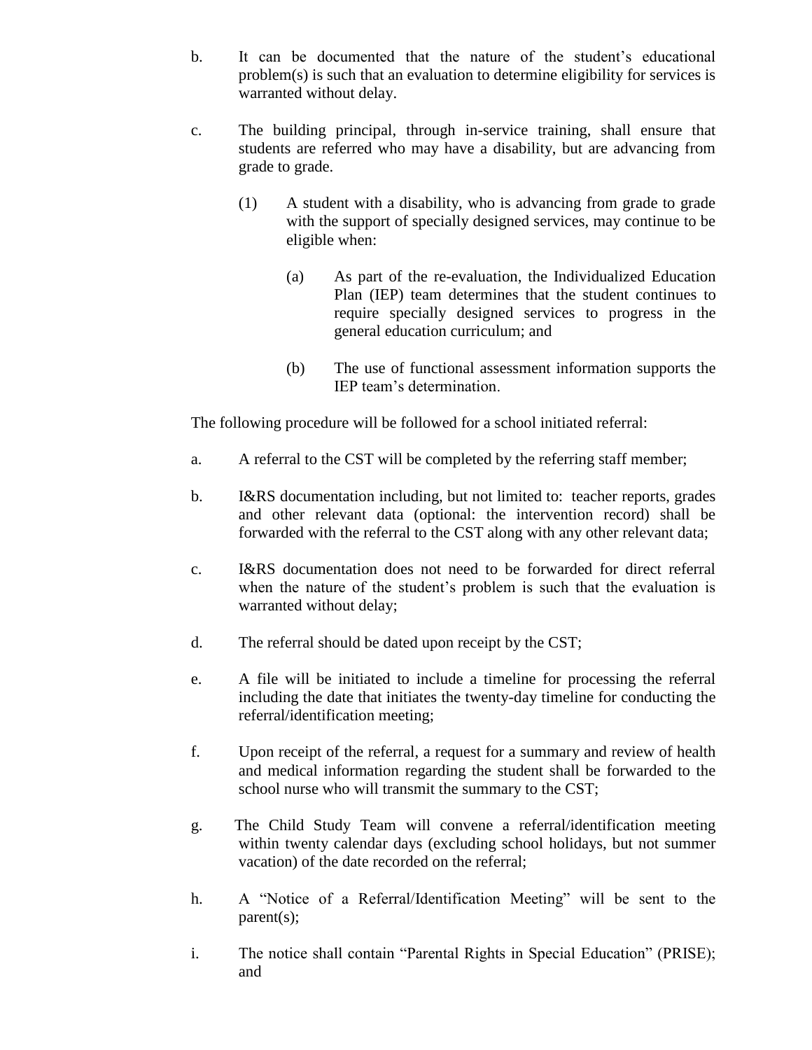b. It can be documented that the nature of the student's educational problem(s) is such that an evaluation to determine eligibility for services is warranted without delay.

c. The building principal, through in-service training, shall ensure that students are referred who may have a disability, but are advancing from grade to grade.

   (1) A student with a disability, who is advancing from grade to grade with the support of specially designed services, may continue to be eligible when:

      (a) As part of the re-evaluation, the Individualized Education Plan (IEP) team determines that the student continues to require specially designed services to progress in the general education curriculum; and

      (b) The use of functional assessment information supports the IEP team's determination.

The following procedure will be followed for a school initiated referral:

a. A referral to the CST will be completed by the referring staff member;

b. I&RS documentation including, but not limited to: teacher reports, grades and other relevant data (optional: the intervention record) shall be forwarded with the referral to the CST along with any other relevant data;

c. I&RS documentation does not need to be forwarded for direct referral when the nature of the student's problem is such that the evaluation is warranted without delay;

d. The referral should be dated upon receipt by the CST;

e. A file will be initiated to include a timeline for processing the referral including the date that initiates the twenty-day timeline for conducting the referral/identification meeting;

f. Upon receipt of the referral, a request for a summary and review of health and medical information regarding the student shall be forwarded to the school nurse who will transmit the summary to the CST;

g. The Child Study Team will convene a referral/identification meeting within twenty calendar days (excluding school holidays, but not summer vacation) of the date recorded on the referral;

h. A "Notice of a Referral/Identification Meeting" will be sent to the parent(s);

i. The notice shall contain "Parental Rights in Special Education" (PRISE); and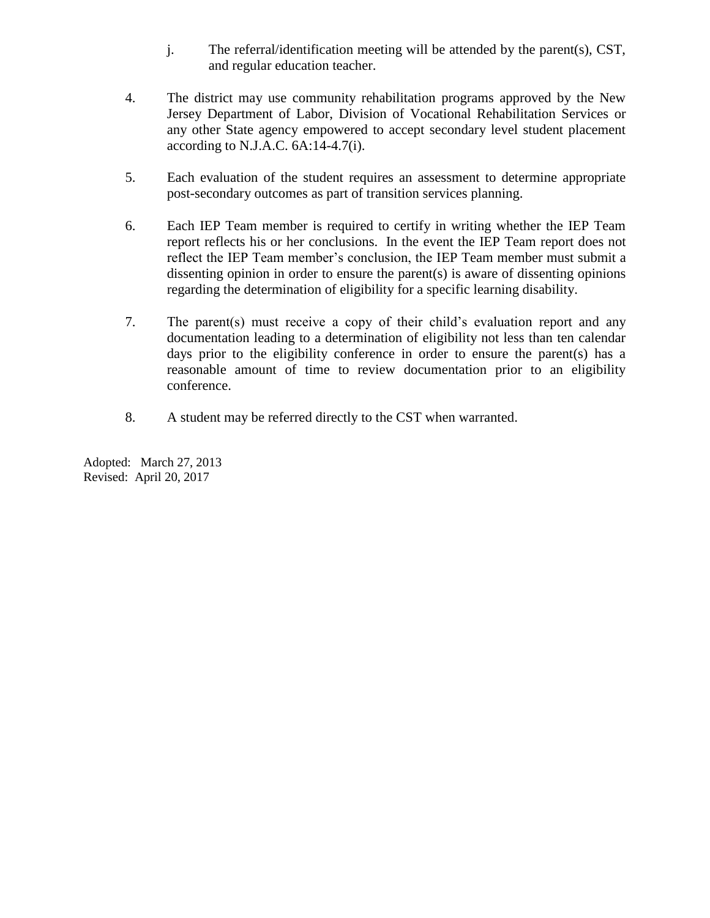j. The referral/identification meeting will be attended by the parent(s), CST, and regular education teacher.

4. The district may use community rehabilitation programs approved by the New Jersey Department of Labor, Division of Vocational Rehabilitation Services or any other State agency empowered to accept secondary level student placement according to N.J.A.C. 6A:14-4.7(i).

5. Each evaluation of the student requires an assessment to determine appropriate post-secondary outcomes as part of transition services planning.

6. Each IEP Team member is required to certify in writing whether the IEP Team report reflects his or her conclusions. In the event the IEP Team report does not reflect the IEP Team member's conclusion, the IEP Team member must submit a dissenting opinion in order to ensure the parent(s) is aware of dissenting opinions regarding the determination of eligibility for a specific learning disability.

7. The parent(s) must receive a copy of their child's evaluation report and any documentation leading to a determination of eligibility not less than ten calendar days prior to the eligibility conference in order to ensure the parent(s) has a reasonable amount of time to review documentation prior to an eligibility conference.

8. A student may be referred directly to the CST when warranted.

Adopted: March 27, 2013
Revised: April 20, 2017